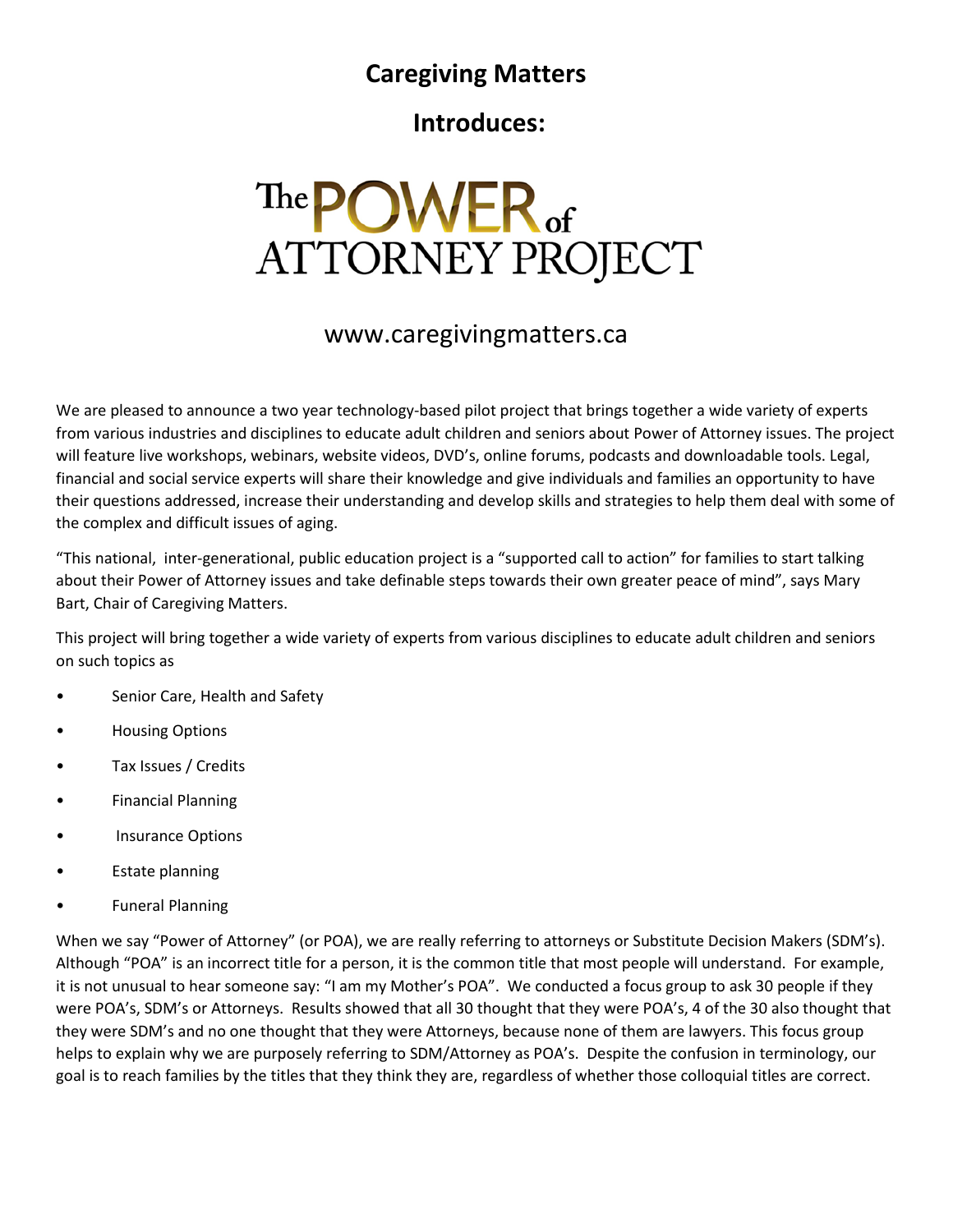# Caregiving Matters

## Introduces:

# The POWER of ATTORNEY PROJECT

www.caregivingmatters.ca

We are pleased to announce a two year technology-based pilot project that brings together a wide variety of experts from various industries and disciplines to educate adult children and seniors about Power of Attorney issues. The project will feature live workshops, webinars, website videos, DVD's, online forums, podcasts and downloadable tools. Legal, financial and social service experts will share their knowledge and give individuals and families an opportunity to have their questions addressed, increase their understanding and develop skills and strategies to help them deal with some of the complex and difficult issues of aging.

"This national, inter-generational, public education project is a "supported call to action" for families to start talking about their Power of Attorney issues and take definable steps towards their own greater peace of mind", says Mary Bart, Chair of Caregiving Matters.

This project will bring together a wide variety of experts from various disciplines to educate adult children and seniors on such topics as

- Senior Care, Health and Safety
- Housing Options
- Tax Issues / Credits
- Financial Planning
- Insurance Options
- Estate planning
- Funeral Planning

When we say "Power of Attorney" (or POA), we are really referring to attorneys or Substitute Decision Makers (SDM's). Although "POA" is an incorrect title for a person, it is the common title that most people will understand. For example, it is not unusual to hear someone say: "I am my Mother's POA". We conducted a focus group to ask 30 people if they were POA's, SDM's or Attorneys. Results showed that all 30 thought that they were POA's, 4 of the 30 also thought that they were SDM's and no one thought that they were Attorneys, because none of them are lawyers. This focus group helps to explain why we are purposely referring to SDM/Attorney as POA's. Despite the confusion in terminology, our goal is to reach families by the titles that they think they are, regardless of whether those colloquial titles are correct.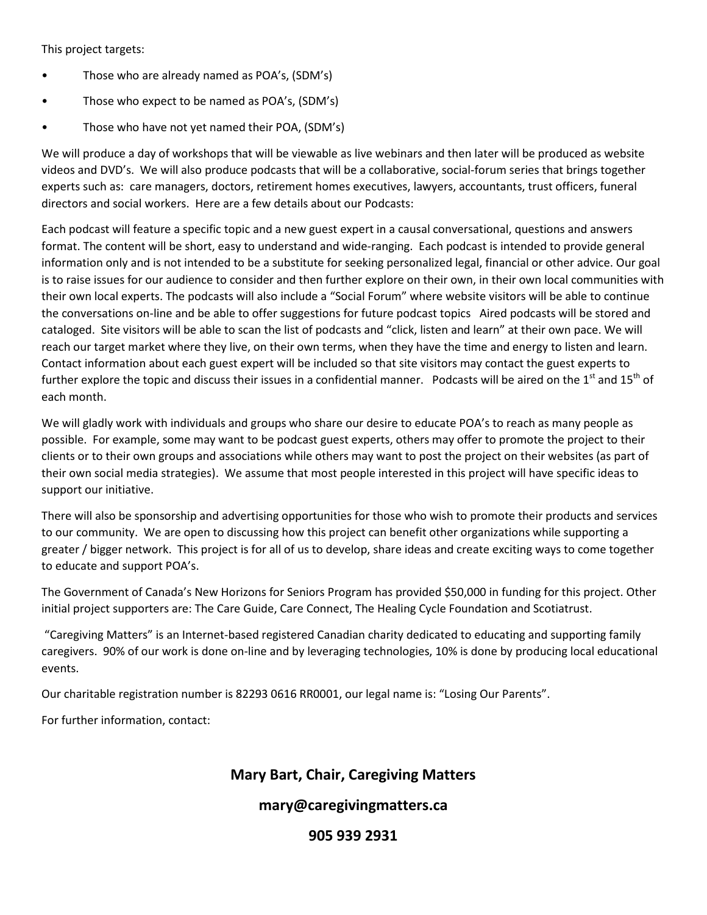This project targets:

- Those who are already named as POA's, (SDM's)
- Those who expect to be named as POA's, (SDM's)
- Those who have not yet named their POA, (SDM's)

We will produce a day of workshops that will be viewable as live webinars and then later will be produced as website videos and DVD's. We will also produce podcasts that will be a collaborative, social-forum series that brings together experts such as: care managers, doctors, retirement homes executives, lawyers, accountants, trust officers, funeral directors and social workers. Here are a few details about our Podcasts:

Each podcast will feature a specific topic and a new guest expert in a causal conversational, questions and answers format. The content will be short, easy to understand and wide-ranging. Each podcast is intended to provide general information only and is not intended to be a substitute for seeking personalized legal, financial or other advice. Our goal is to raise issues for our audience to consider and then further explore on their own, in their own local communities with their own local experts. The podcasts will also include a "Social Forum" where website visitors will be able to continue the conversations on-line and be able to offer suggestions for future podcast topics Aired podcasts will be stored and cataloged. Site visitors will be able to scan the list of podcasts and "click, listen and learn" at their own pace. We will reach our target market where they live, on their own terms, when they have the time and energy to listen and learn. Contact information about each guest expert will be included so that site visitors may contact the guest experts to further explore the topic and discuss their issues in a confidential manner. Podcasts will be aired on the 1st and 15th of each month.

We will gladly work with individuals and groups who share our desire to educate POA's to reach as many people as possible. For example, some may want to be podcast guest experts, others may offer to promote the project to their clients or to their own groups and associations while others may want to post the project on their websites (as part of their own social media strategies). We assume that most people interested in this project will have specific ideas to support our initiative.

There will also be sponsorship and advertising opportunities for those who wish to promote their products and services to our community. We are open to discussing how this project can benefit other organizations while supporting a greater / bigger network. This project is for all of us to develop, share ideas and create exciting ways to come together to educate and support POA's.

The Government of Canada's New Horizons for Seniors Program has provided $50,000 in funding for this project. Other initial project supporters are: The Care Guide, Care Connect, The Healing Cycle Foundation and Scotiatrust.

"Caregiving Matters" is an Internet-based registered Canadian charity dedicated to educating and supporting family caregivers. 90% of our work is done on-line and by leveraging technologies, 10% is done by producing local educational events.

Our charitable registration number is 82293 0616 RR0001, our legal name is: "Losing Our Parents".

For further information, contact:

**Mary Bart, Chair, Caregiving Matters**

**mary@caregivingmatters.ca**

**905 939 2931**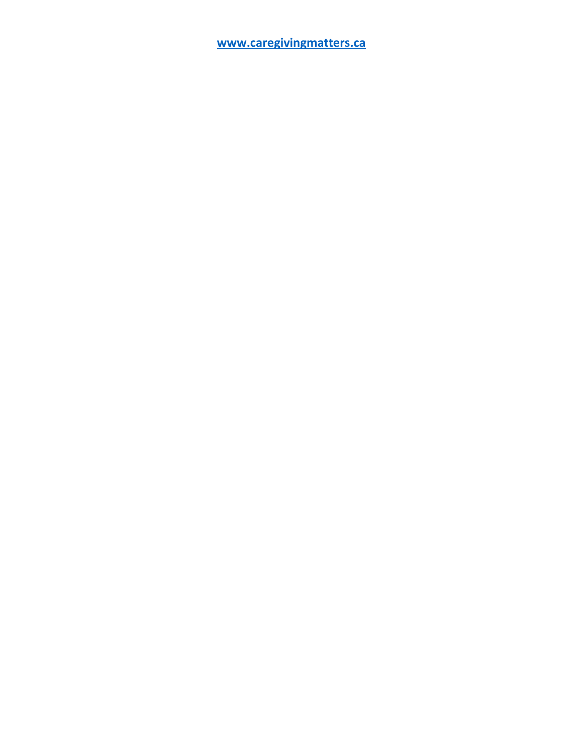[www.caregivingmatters.ca](http://www.caregivingmatters.ca)